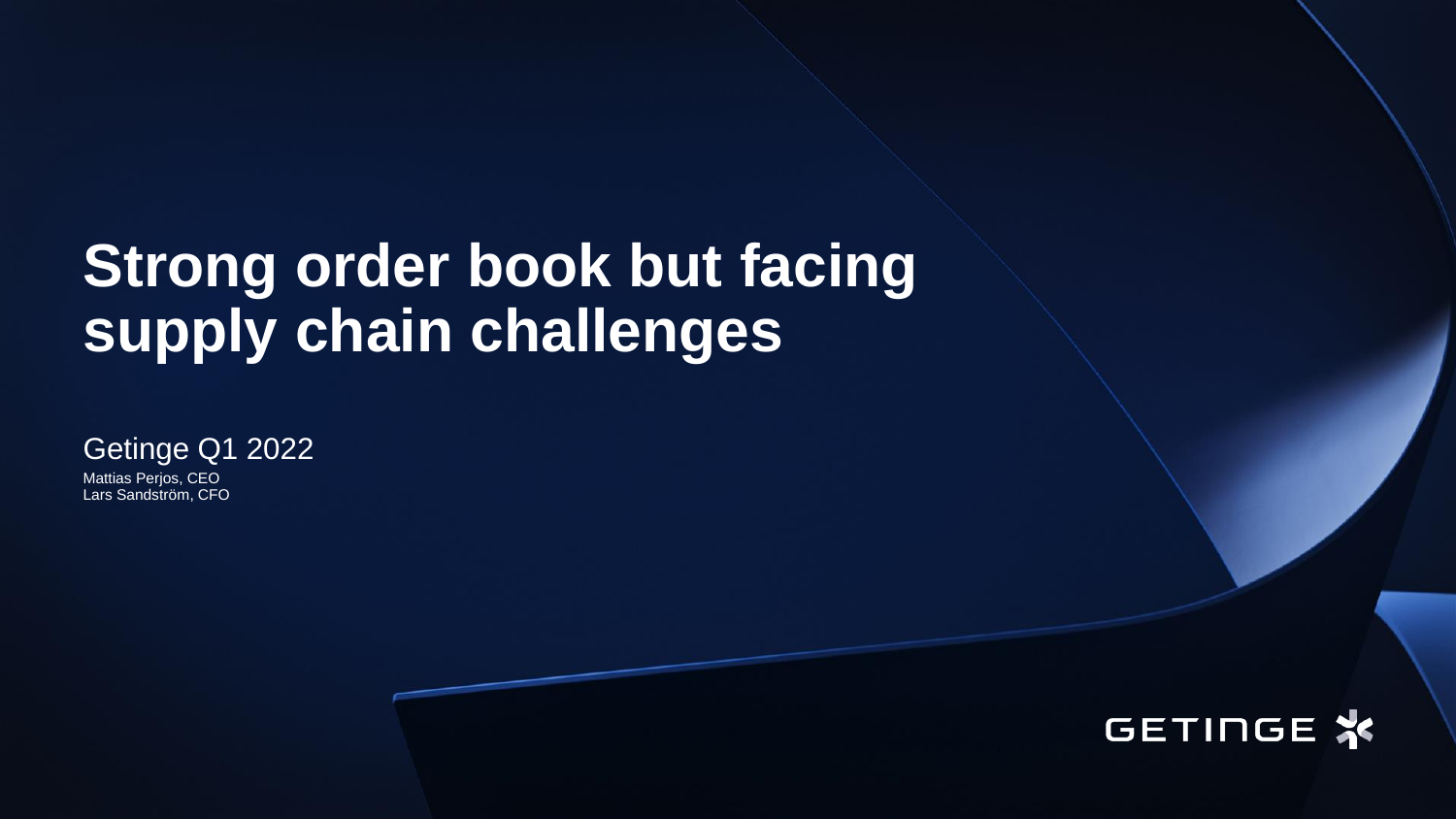# Strong order book but facing supply chain challenges

Getinge Q1 2022

Mattias Perjos, CEO
Lars Sandström, CFO

GETINGE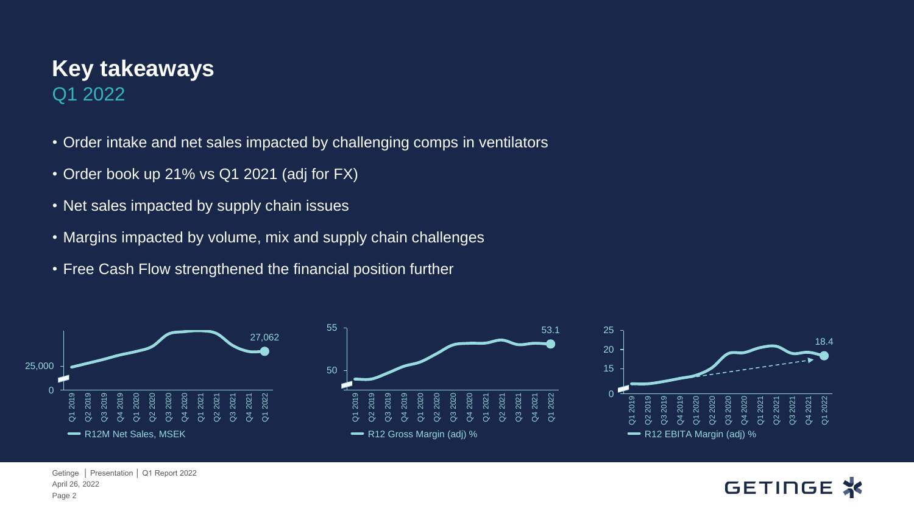# Key takeaways

## Q1 2022

- Order intake and net sales impacted by challenging comps in ventilators
- Order book up 21% vs Q1 2021 (adj for FX)
- Net sales impacted by supply chain issues
- Margins impacted by volume, mix and supply chain challenges
- Free Cash Flow strengthened the financial position further

R12M Net Sales, MSEK: 27,062 (Q1 2022)

R12 Gross Margin (adj) %: 53.1 (Q1 2022)

R12 EBITA Margin (adj) %: 18.4 (Q1 2022)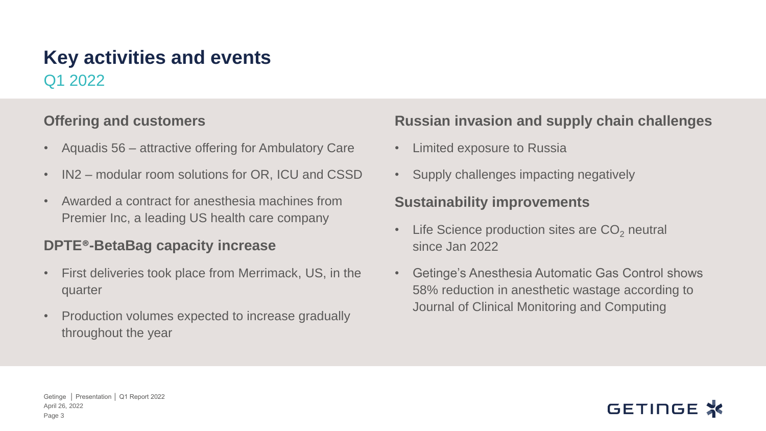# Key activities and events

## Q1 2022

### Offering and customers

- Aquadis 56 – attractive offering for Ambulatory Care
- IN2 – modular room solutions for OR, ICU and CSSD
- Awarded a contract for anesthesia machines from Premier Inc, a leading US health care company

### DPTE®-BetaBag capacity increase

- First deliveries took place from Merrimack, US, in the quarter
- Production volumes expected to increase gradually throughout the year

### Russian invasion and supply chain challenges

- Limited exposure to Russia
- Supply challenges impacting negatively

### Sustainability improvements

- Life Science production sites are $CO_2$ neutral since Jan 2022
- Getinge's Anesthesia Automatic Gas Control shows 58% reduction in anesthetic wastage according to Journal of Clinical Monitoring and Computing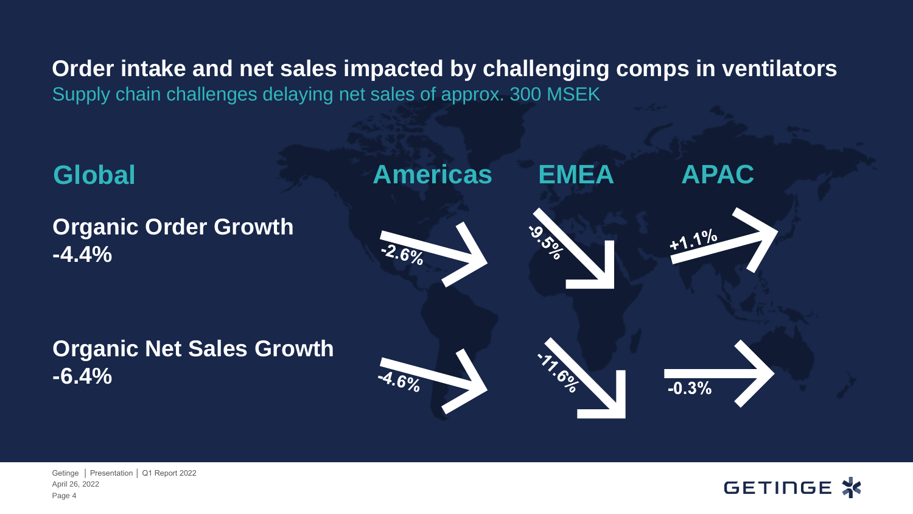# Order intake and net sales impacted by challenging comps in ventilators

Supply chain challenges delaying net sales of approx. 300 MSEK

| Global | Americas | EMEA | APAC |
| --- | --- | --- | --- |
| **Organic Order Growth** -4.4% | -2.6% | -9.5% | +1.1% |
| **Organic Net Sales Growth** -6.4% | -4.6% | -11.6% | -0.3% |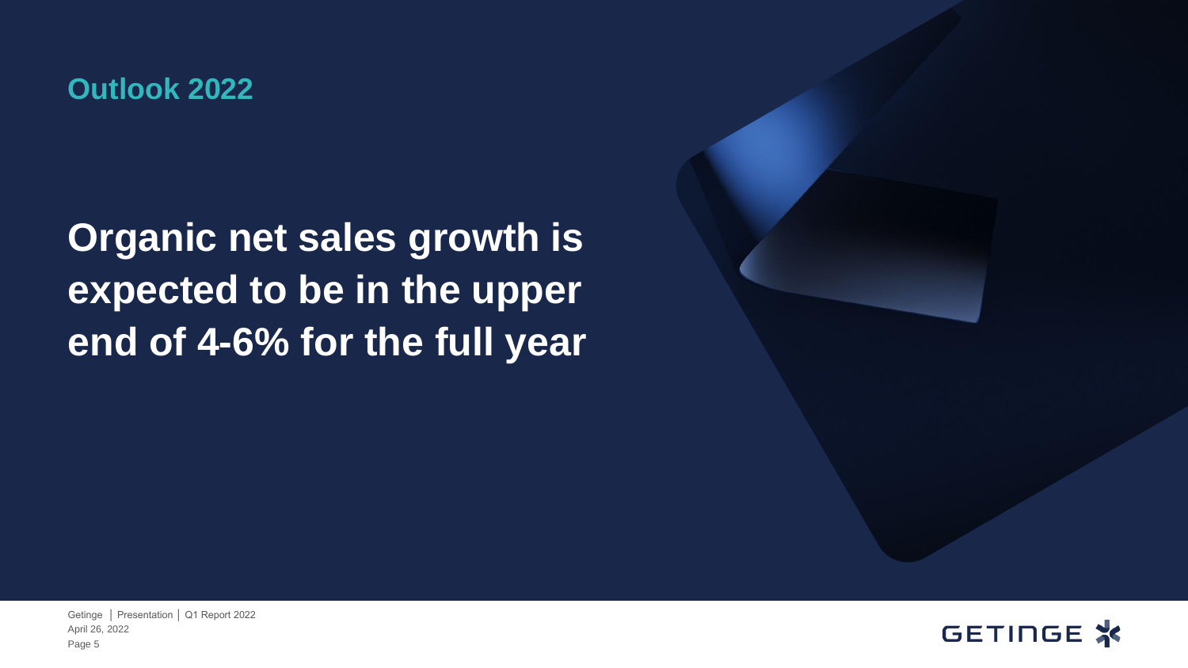## Outlook 2022

# Organic net sales growth is expected to be in the upper end of 4-6% for the full year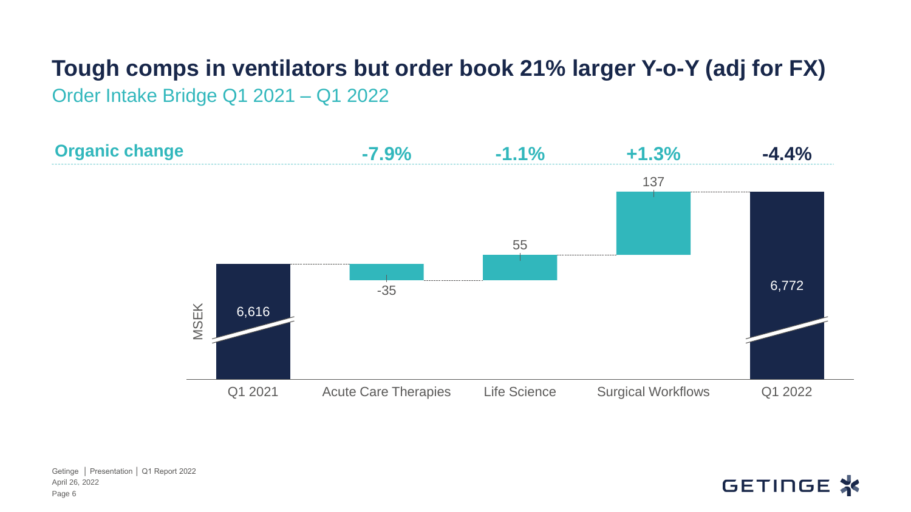# Tough comps in ventilators but order book 21% larger Y-o-Y (adj for FX)

## Order Intake Bridge Q1 2021 – Q1 2022

| | Q1 2021 | Acute Care Therapies | Life Science | Surgical Workflows | Q1 2022 |
|---|---|---|---|---|---|
| **Organic change** | | -7.9% | -1.1% | +1.3% | -4.4% |
| MSEK | 6,616 | -35 | 55 | 137 | 6,772 |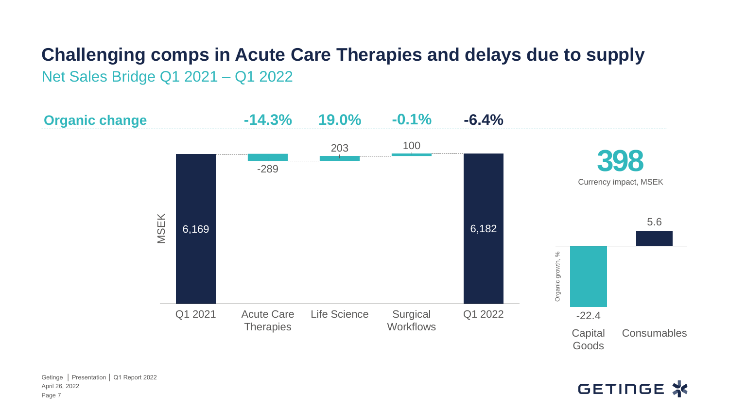# Challenging comps in Acute Care Therapies and delays due to supply

## Net Sales Bridge Q1 2021 – Q1 2022

| MSEK | Q1 2021 | Acute Care Therapies | Life Science | Surgical Workflows | Q1 2022 |
|---|---|---|---|---|---|
| Organic change | | -14.3% | 19.0% | -0.1% | -6.4% |
| Value | 6,169 | -289 | 203 | 100 | 6,182 |

**398**
Currency impact, MSEK

| Organic growth, % | Capital Goods | Consumables |
|---|---|---|
| | -22.4 | 5.6 |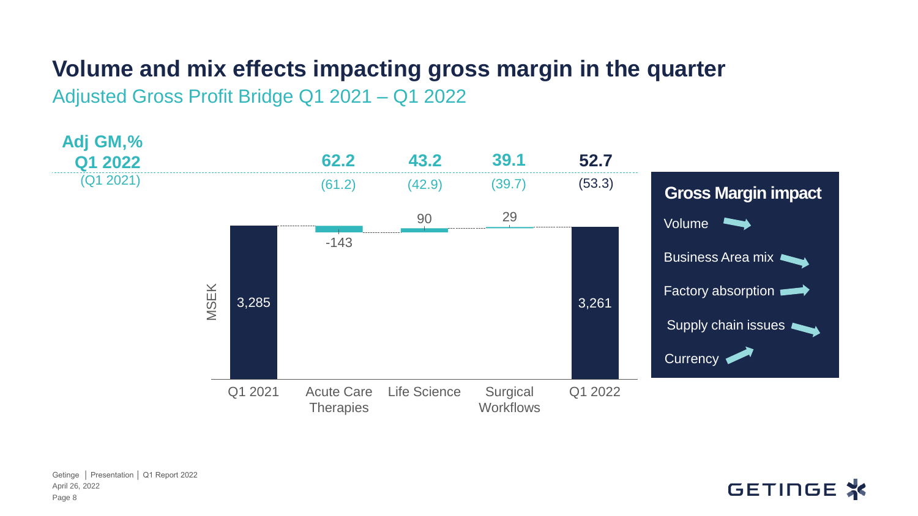# Volume and mix effects impacting gross margin in the quarter

## Adjusted Gross Profit Bridge Q1 2021 – Q1 2022

| Adj GM,% Q1 2022 (Q1 2021) | Q1 2021 | Acute Care Therapies | Life Science | Surgical Workflows | Q1 2022 |
|---|---|---|---|---|---|
| Adj GM,% Q1 2022 | | 62.2 | 43.2 | 39.1 | 52.7 |
| (Q1 2021) | | (61.2) | (42.9) | (39.7) | (53.3) |
| MSEK | 3,285 | -143 | 90 | 29 | 3,261 |

**Gross Margin impact**

- Volume →
- Business Area mix ↘
- Factory absorption →
- Supply chain issues ↘
- Currency ↗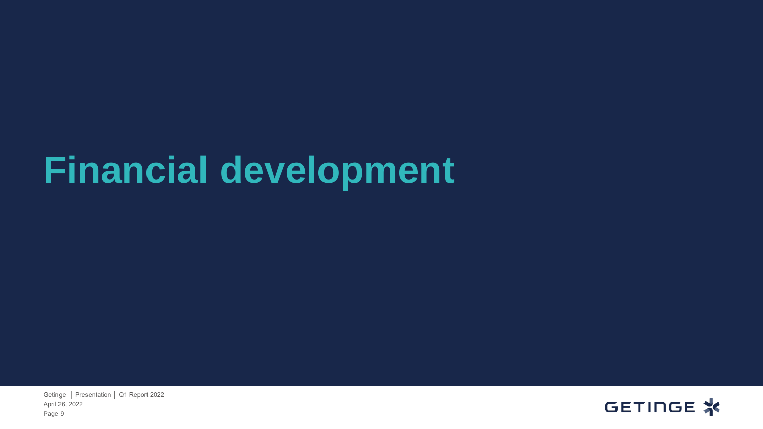# Financial development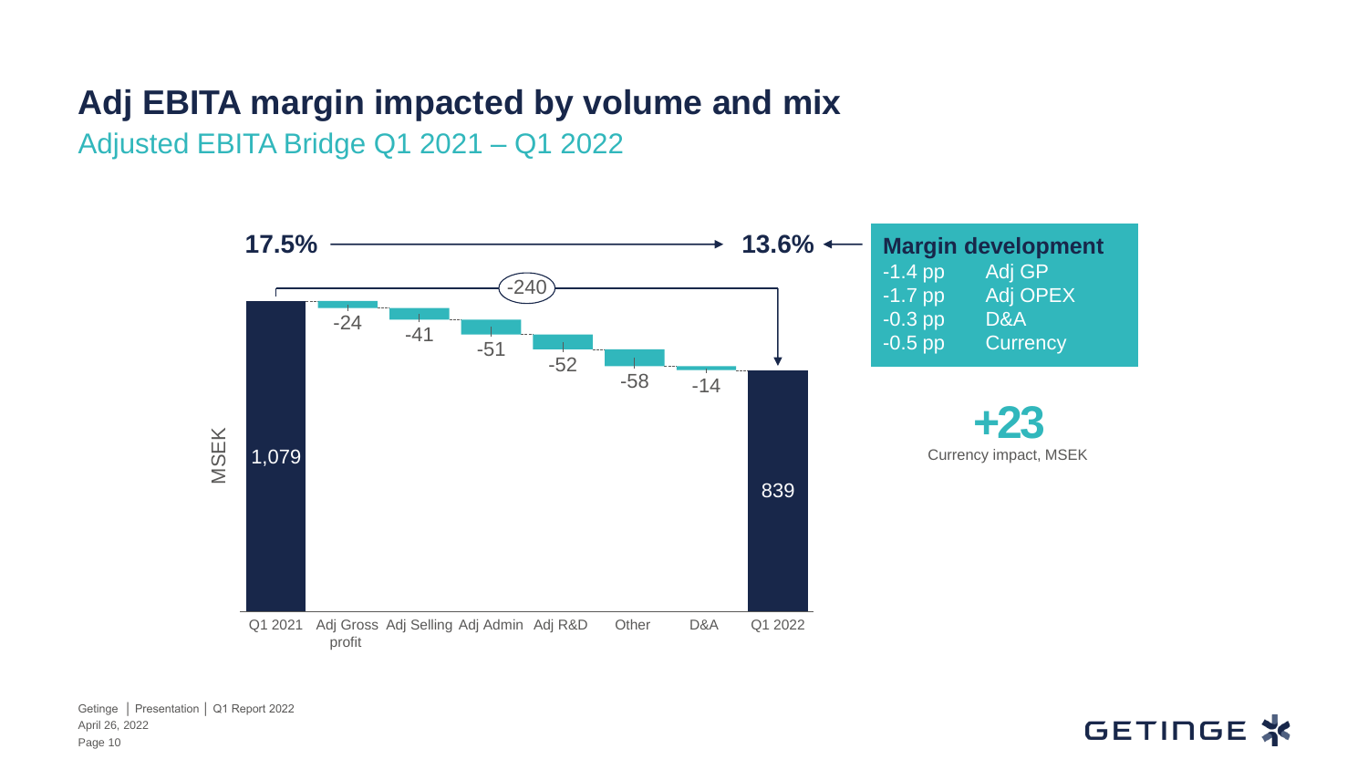# Adj EBITA margin impacted by volume and mix

## Adjusted EBITA Bridge Q1 2021 – Q1 2022

17.5% → 13.6%

MSEK

| Q1 2021 | Adj Gross profit | Adj Selling | Adj Admin | Adj R&D | Other | D&A | Q1 2022 |
|---|---|---|---|---|---|---|---|
| 1,079 | -24 | -41 | -51 | -52 | -58 | -14 | 839 |

Total change: -240

**Margin development**

- -1.4 pp Adj GP
- -1.7 pp Adj OPEX
- -0.3 pp D&A
- -0.5 pp Currency

**+23**

Currency impact, MSEK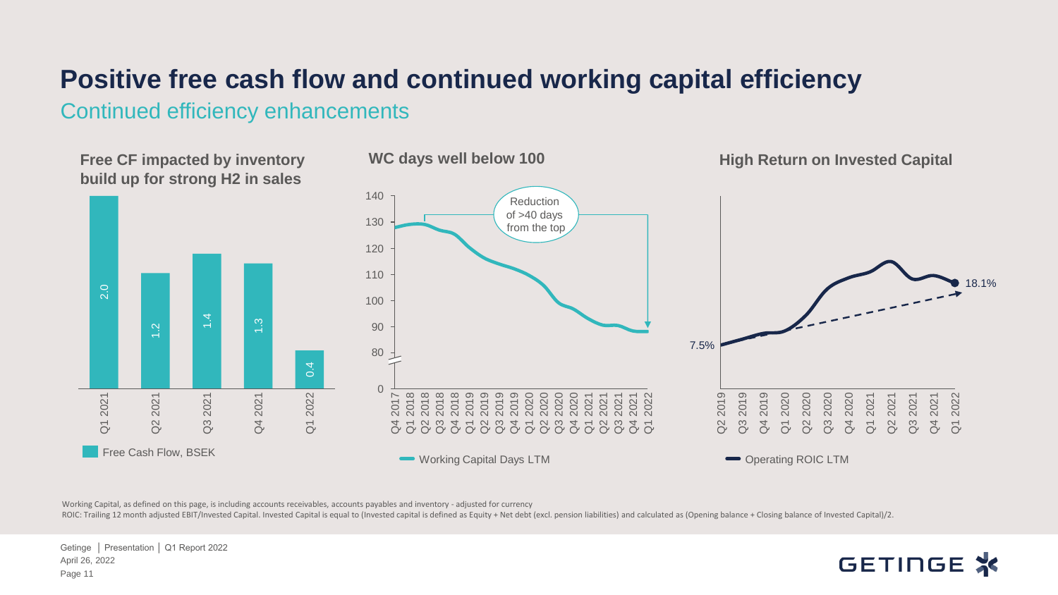# Positive free cash flow and continued working capital efficiency

## Continued efficiency enhancements

### Free CF impacted by inventory build up for strong H2 in sales

| | Q1 2021 | Q2 2021 | Q3 2021 | Q4 2021 | Q1 2022 |
|---|---|---|---|---|---|
| Free Cash Flow, BSEK | 2.0 | 1.2 | 1.4 | 1.3 | 0.4 |

### WC days well below 100

Reduction of >40 days from the top

Working Capital Days LTM (Q4 2017 – Q1 2022)

### High Return on Invested Capital

Operating ROIC LTM: 7.5% (Q2 2019) → 18.1% (Q1 2022)

Working Capital, as defined on this page, is including accounts receivables, accounts payables and inventory - adjusted for currency

ROIC: Trailing 12 month adjusted EBIT/Invested Capital. Invested Capital is equal to (Invested capital is defined as Equity + Net debt (excl. pension liabilities) and calculated as (Opening balance + Closing balance of Invested Capital)/2.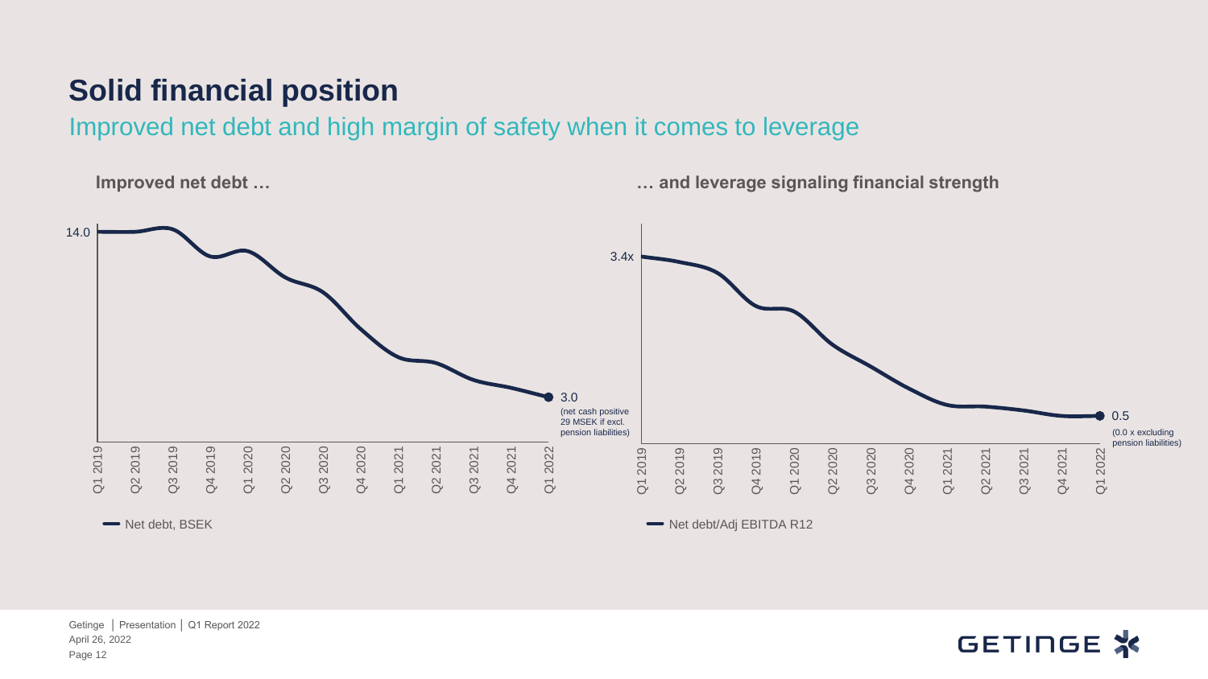# Solid financial position

## Improved net debt and high margin of safety when it comes to leverage

**Improved net debt …**

14.0

3.0
(net cash positive 29 MSEK if excl. pension liabilities)

Q1 2019, Q2 2019, Q3 2019, Q4 2019, Q1 2020, Q2 2020, Q3 2020, Q4 2020, Q1 2021, Q2 2021, Q3 2021, Q4 2021, Q1 2022

Net debt, BSEK

**… and leverage signaling financial strength**

3.4x

0.5
(0.0 x excluding pension liabilities)

Q1 2019, Q2 2019, Q3 2019, Q4 2019, Q1 2020, Q2 2020, Q3 2020, Q4 2020, Q1 2021, Q2 2021, Q3 2021, Q4 2021, Q1 2022

Net debt/Adj EBITDA R12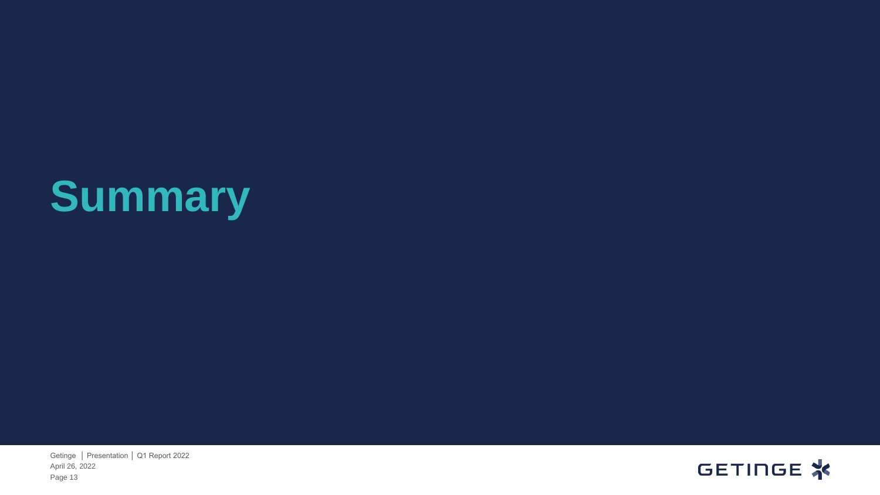# Summary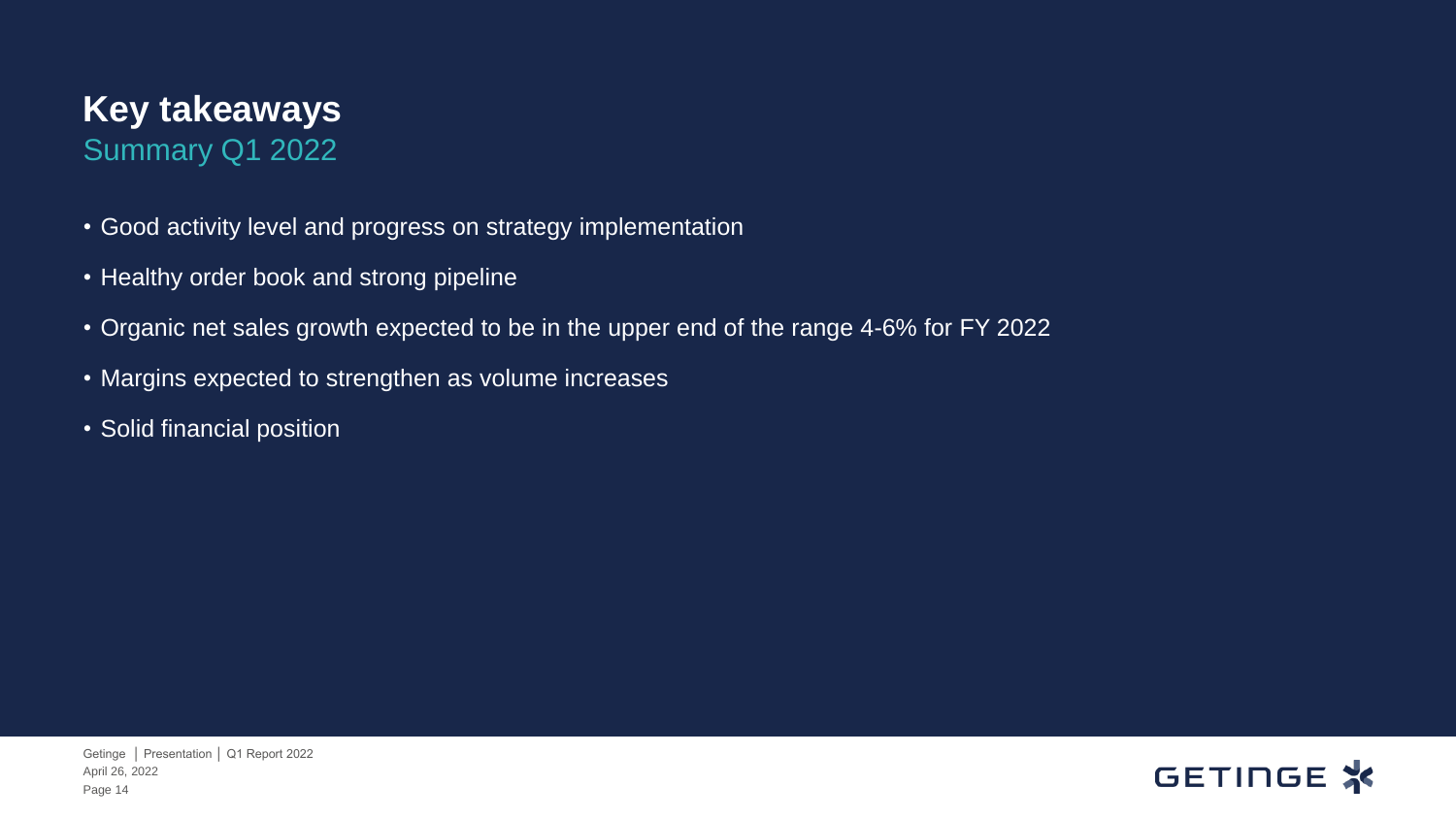# Key takeaways

## Summary Q1 2022

- Good activity level and progress on strategy implementation
- Healthy order book and strong pipeline
- Organic net sales growth expected to be in the upper end of the range 4-6% for FY 2022
- Margins expected to strengthen as volume increases
- Solid financial position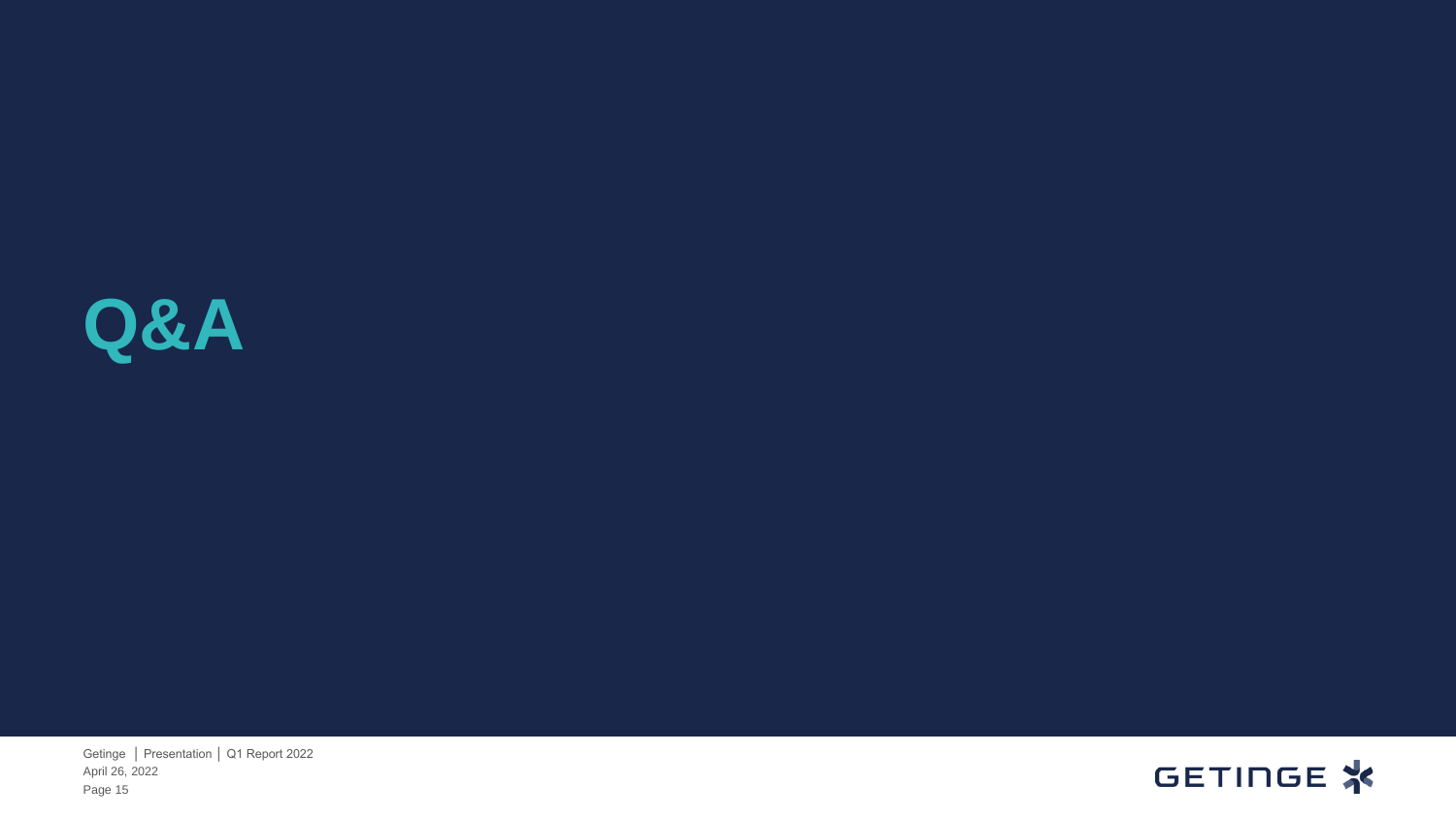# Q&A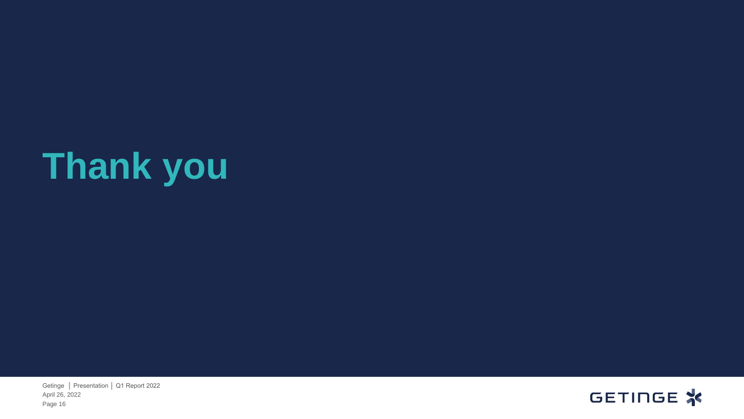# Thank you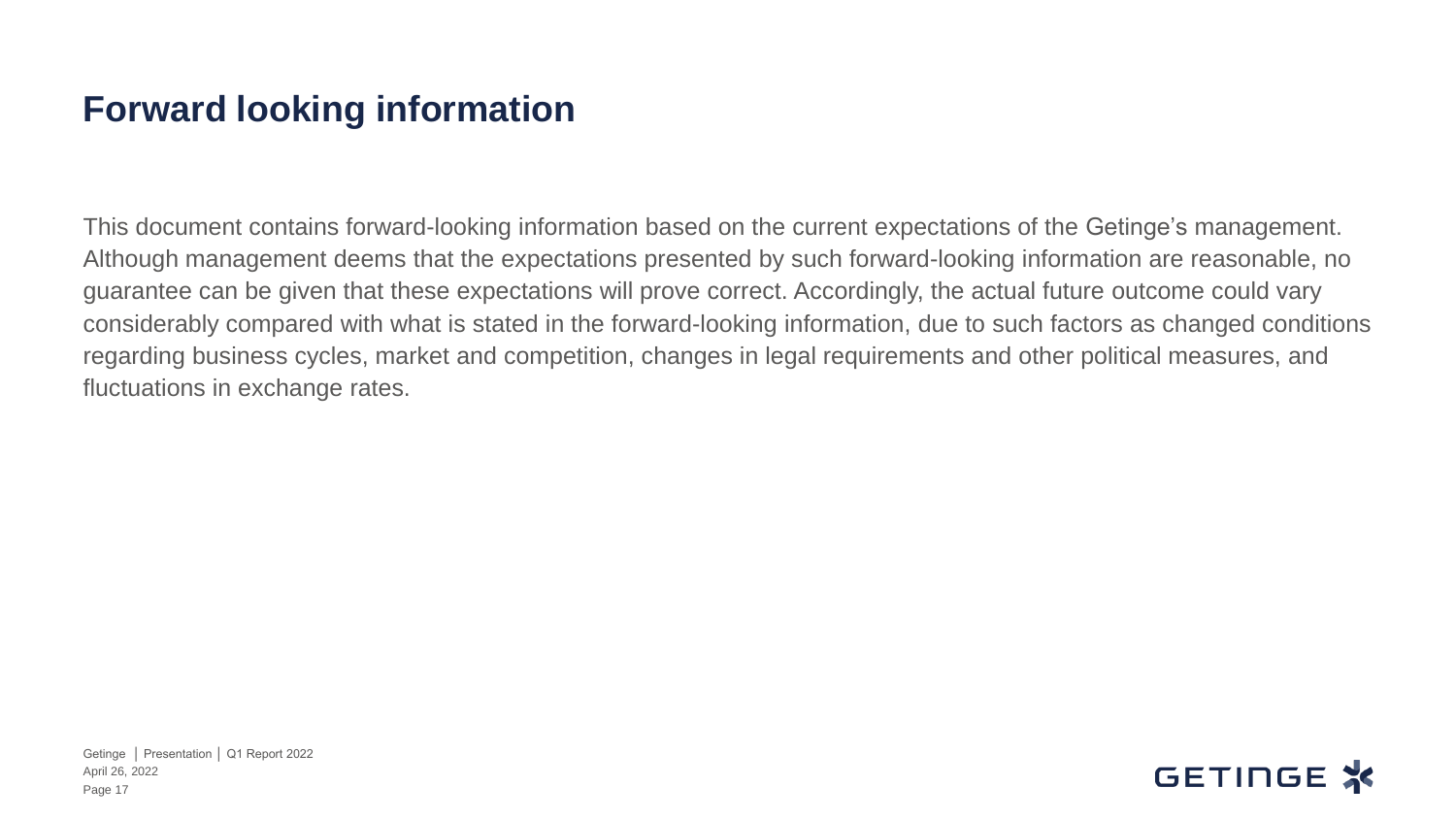# Forward looking information

This document contains forward-looking information based on the current expectations of the Getinge's management. Although management deems that the expectations presented by such forward-looking information are reasonable, no guarantee can be given that these expectations will prove correct. Accordingly, the actual future outcome could vary considerably compared with what is stated in the forward-looking information, due to such factors as changed conditions regarding business cycles, market and competition, changes in legal requirements and other political measures, and fluctuations in exchange rates.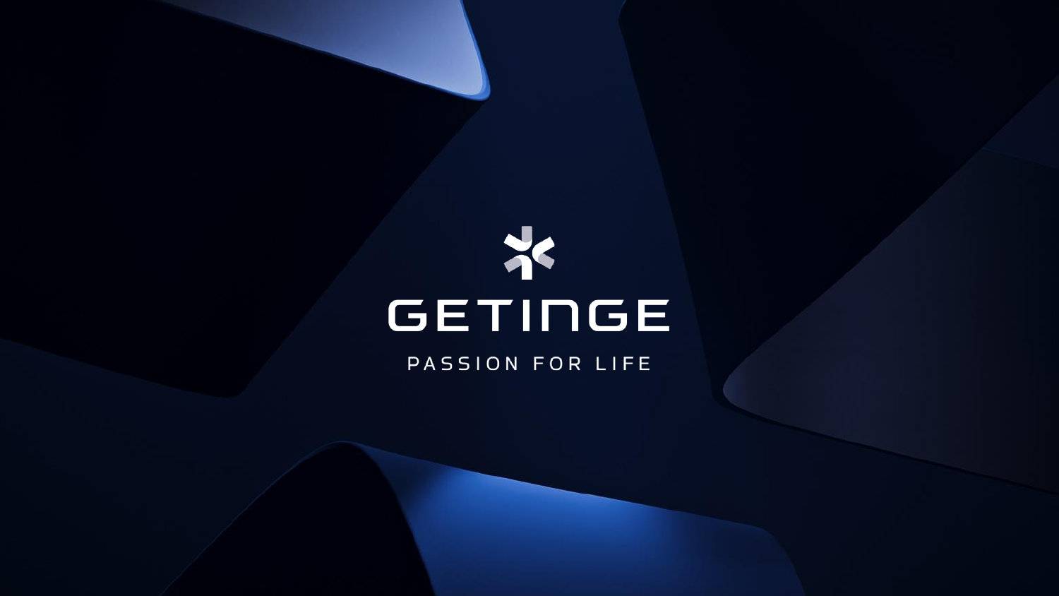GETINGE

PASSION FOR LIFE